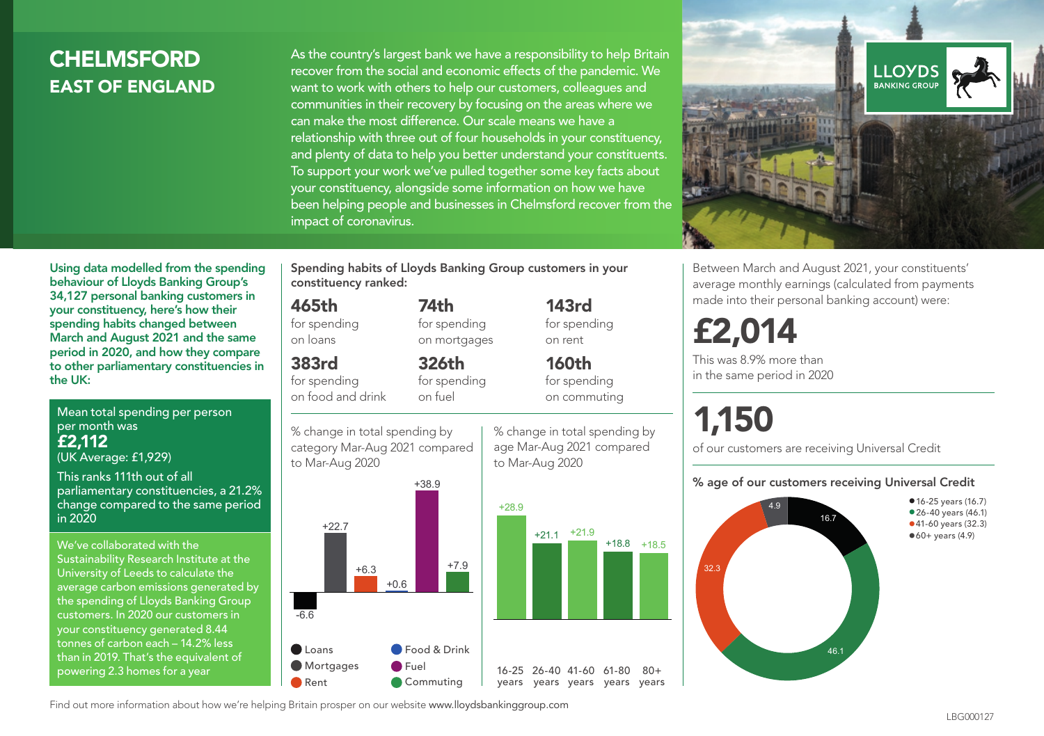# CHELMSFORD
## EAST OF ENGLAND

As the country's largest bank we have a responsibility to help Britain recover from the social and economic effects of the pandemic. We want to work with others to help our customers, colleagues and communities in their recovery by focusing on the areas where we can make the most difference. Our scale means we have a relationship with three out of four households in your constituency, and plenty of data to help you better understand your constituents. To support your work we've pulled together some key facts about your constituency, alongside some information on how we have been helping people and businesses in Chelmsford recover from the impact of coronavirus.

**Using data modelled from the spending behaviour of Lloyds Banking Group's 34,127 personal banking customers in your constituency, here's how their spending habits changed between March and August 2021 and the same period in 2020, and how they compare to other parliamentary constituencies in the UK:**

Mean total spending per person per month was
**£2,112**
(UK Average: £1,929)

This ranks 111th out of all parliamentary constituencies, a 21.2% change compared to the same period in 2020

We've collaborated with the Sustainability Research Institute at the University of Leeds to calculate the average carbon emissions generated by the spending of Lloyds Banking Group customers. In 2020 our customers in your constituency generated 8.44 tonnes of carbon each – 14.2% less than in 2019. That's the equivalent of powering 2.3 homes for a year

**Spending habits of Lloyds Banking Group customers in your constituency ranked:**

| | | |
|---|---|---|
| **465th** for spending on loans | **74th** for spending on mortgages | **143rd** for spending on rent |
| **383rd** for spending on food and drink | **326th** for spending on fuel | **160th** for spending on commuting |

% change in total spending by category Mar-Aug 2021 compared to Mar-Aug 2020

| Category | % change |
|---|---|
| Loans | -6.6 |
| Mortgages | +22.7 |
| Rent | +6.3 |
| Food & Drink | +0.6 |
| Fuel | +38.9 |
| Commuting | +7.9 |

% change in total spending by age Mar-Aug 2021 compared to Mar-Aug 2020

| Age | % change |
|---|---|
| 16-25 years | +28.9 |
| 26-40 years | +21.1 |
| 41-60 years | +21.9 |
| 61-80 years | +18.8 |
| 80+ years | +18.5 |

Between March and August 2021, your constituents' average monthly earnings (calculated from payments made into their personal banking account) were:

# £2,014

This was 8.9% more than in the same period in 2020

# 1,150

of our customers are receiving Universal Credit

**% age of our customers receiving Universal Credit**

- 16-25 years (16.7)
- 26-40 years (46.1)
- 41-60 years (32.3)
- 60+ years (4.9)

Find out more information about how we're helping Britain prosper on our website www.lloydsbankinggroup.com

LBG000127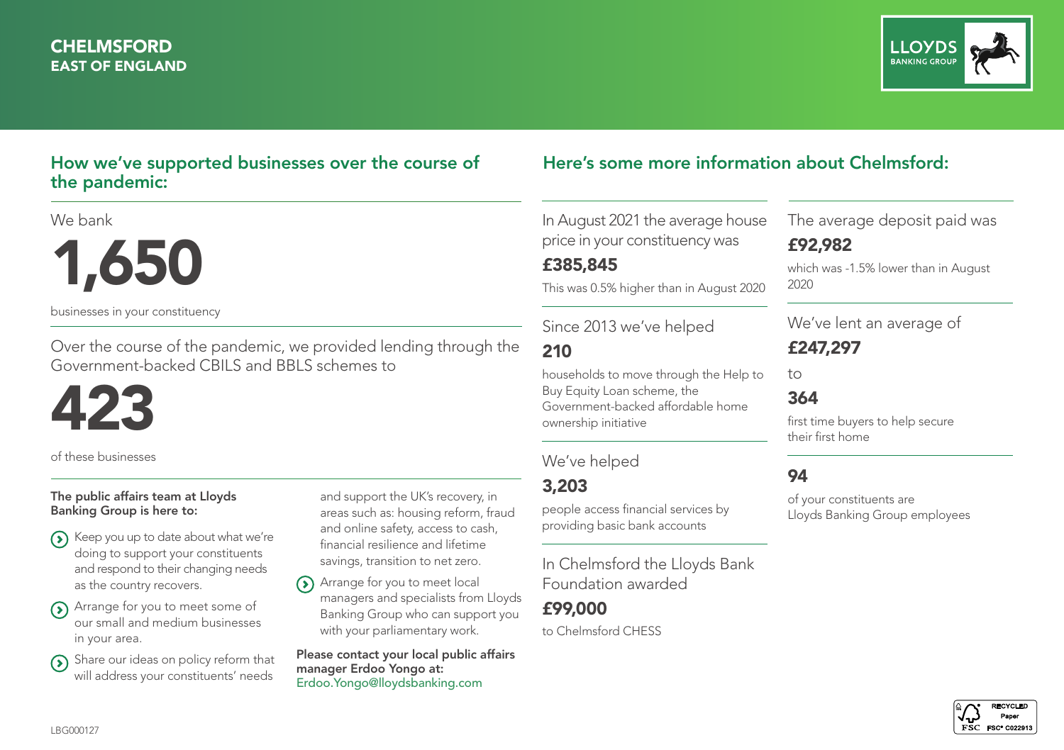**CHELMSFORD**
**EAST OF ENGLAND**

## How we've supported businesses over the course of the pandemic:

We bank

# 1,650

businesses in your constituency

Over the course of the pandemic, we provided lending through the Government-backed CBILS and BBLS schemes to

# 423

of these businesses

**The public affairs team at Lloyds Banking Group is here to:**

- Keep you up to date about what we're doing to support your constituents and respond to their changing needs as the country recovers.
- Arrange for you to meet some of our small and medium businesses in your area.
- Share our ideas on policy reform that will address your constituents' needs and support the UK's recovery, in areas such as: housing reform, fraud and online safety, access to cash, financial resilience and lifetime savings, transition to net zero.
- Arrange for you to meet local managers and specialists from Lloyds Banking Group who can support you with your parliamentary work.

**Please contact your local public affairs manager Erdoo Yongo at:**
Erdoo.Yongo@lloydsbanking.com

## Here's some more information about Chelmsford:

In August 2021 the average house price in your constituency was

**£385,845**

This was 0.5% higher than in August 2020

The average deposit paid was

**£92,982**

which was -1.5% lower than in August 2020

Since 2013 we've helped

**210**

households to move through the Help to Buy Equity Loan scheme, the Government-backed affordable home ownership initiative

We've lent an average of

**£247,297**

to

**364**

first time buyers to help secure their first home

We've helped

**3,203**

people access financial services by providing basic bank accounts

**94**

of your constituents are Lloyds Banking Group employees

In Chelmsford the Lloyds Bank Foundation awarded

**£99,000**

to Chelmsford CHESS

LBG000127